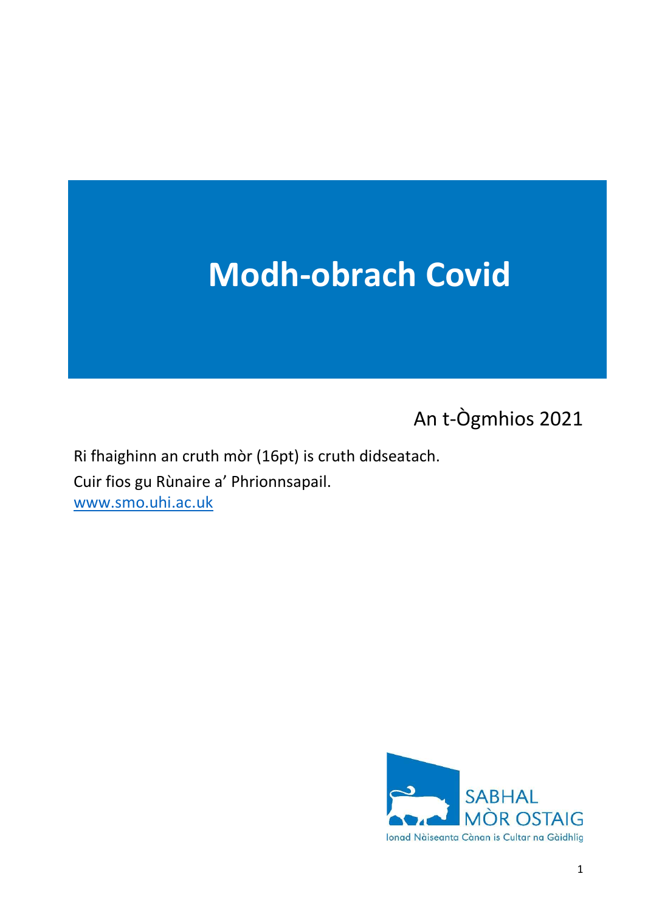# Modh-obrach Covid

An t-Ògmhios 2021

Ri fhaighinn an cruth mòr (16pt) is cruth didseatach.
Cuir fios gu Rùnaire a' Phrionnsapail.
[www.smo.uhi.ac.uk](http://www.smo.uhi.ac.uk)

SABHAL MÒR OSTAIG
Ionad Nàiseanta Cànan is Cultar na Gàidhlig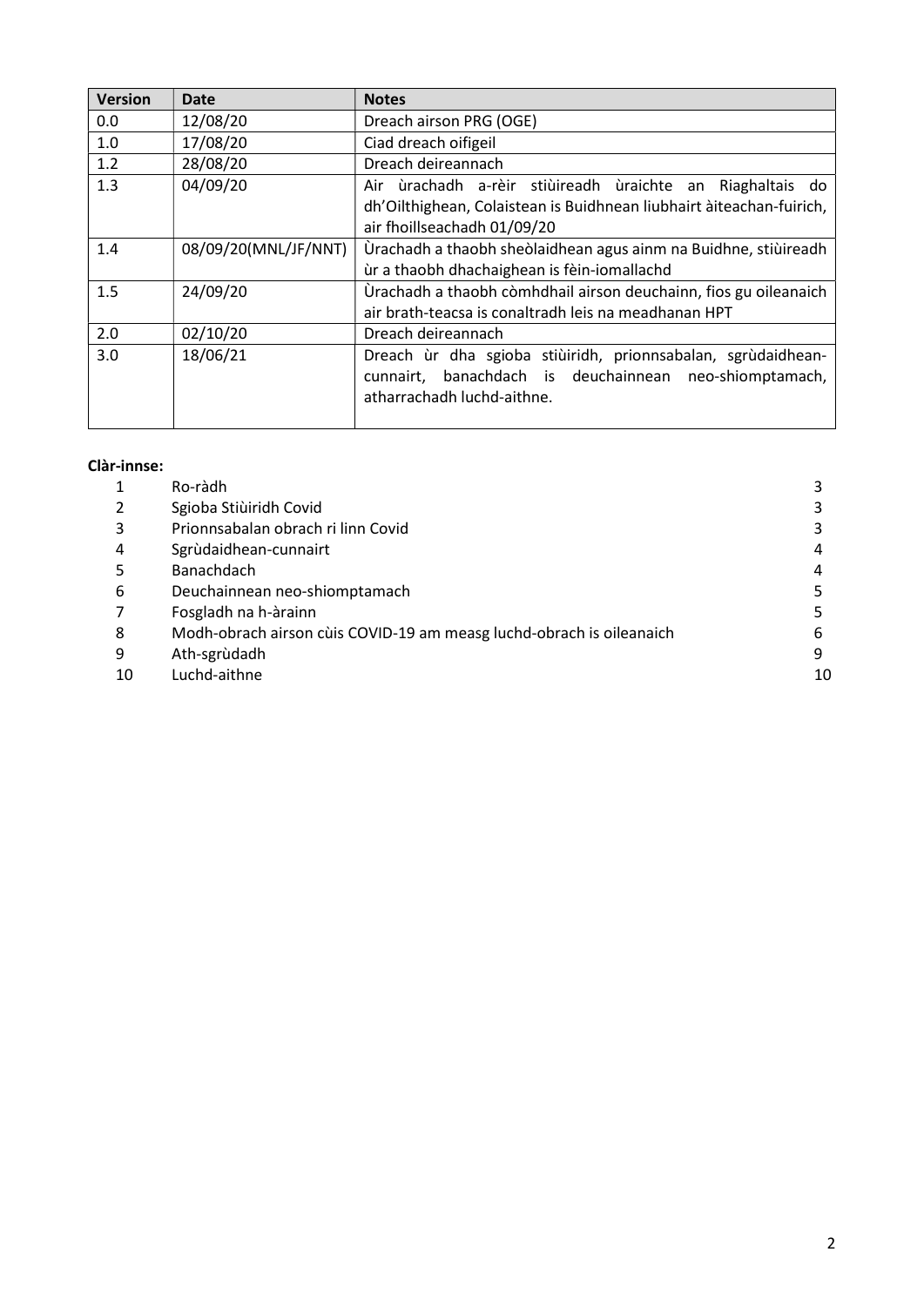| Version | Date | Notes |
|---|---|---|
| 0.0 | 12/08/20 | Dreach airson PRG (OGE) |
| 1.0 | 17/08/20 | Ciad dreach oifigeil |
| 1.2 | 28/08/20 | Dreach deireannach |
| 1.3 | 04/09/20 | Air ùrachadh a-rèir stiùireadh ùraichte an Riaghaltais do dh'Oilthighean, Colaistean is Buidhnean liubhairt àiteachan-fuirich, air fhoillseachadh 01/09/20 |
| 1.4 | 08/09/20(MNL/JF/NNT) | Ùrachadh a thaobh sheòlaidhean agus ainm na Buidhne, stiùireadh ùr a thaobh dhachaighean is fèin-iomallachd |
| 1.5 | 24/09/20 | Ùrachadh a thaobh còmhdhail airson deuchainn, fios gu oileanaich air brath-teacsa is conaltradh leis na meadhanan HPT |
| 2.0 | 02/10/20 | Dreach deireannach |
| 3.0 | 18/06/21 | Dreach ùr dha sgioba stiùiridh, prionnsabalan, sgrùdaidhean-cunnairt, banachdach is deuchainnean neo-shiomptamach, atharrachadh luchd-aithne. |

**Clàr-innse:**

| | | |
|---|---|---|
| 1 | Ro-ràdh | 3 |
| 2 | Sgioba Stiùiridh Covid | 3 |
| 3 | Prionnsabalan obrach ri linn Covid | 3 |
| 4 | Sgrùdaidhean-cunnairt | 4 |
| 5 | Banachdach | 4 |
| 6 | Deuchainnean neo-shiomptamach | 5 |
| 7 | Fosgladh na h-àrainn | 5 |
| 8 | Modh-obrach airson cùis COVID-19 am measg luchd-obrach is oileanaich | 6 |
| 9 | Ath-sgrùdadh | 9 |
| 10 | Luchd-aithne | 10 |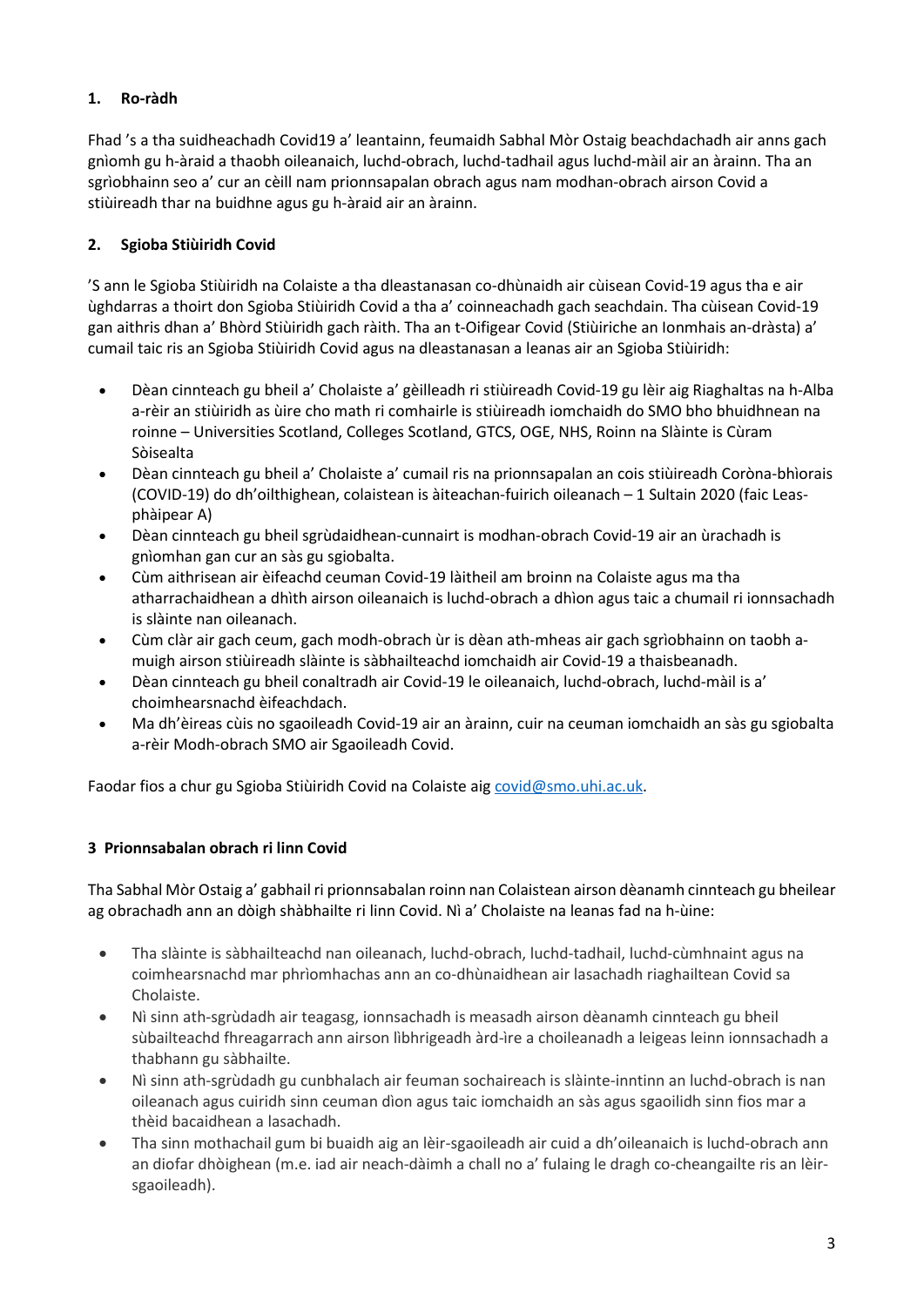## 1. Ro-ràdh

Fhad 's a tha suidheachadh Covid19 a' leantainn, feumaidh Sabhal Mòr Ostaig beachdachadh air anns gach gnìomh gu h-àraid a thaobh oileanaich, luchd-obrach, luchd-tadhail agus luchd-màil air an àrainn. Tha an sgrìobhainn seo a' cur an cèill nam prionnsapalan obrach agus nam modhan-obrach airson Covid a stiùireadh thar na buidhne agus gu h-àraid air an àrainn.

## 2. Sgioba Stiùiridh Covid

'S ann le Sgioba Stiùiridh na Colaiste a tha dleastanasan co-dhùnaidh air cùisean Covid-19 agus tha e air ùghdarras a thoirt don Sgioba Stiùiridh Covid a tha a' coinneachadh gach seachdain. Tha cùisean Covid-19 gan aithris dhan a' Bhòrd Stiùiridh gach ràith. Tha an t-Oifigear Covid (Stiùiriche an Ionmhais an-dràsta) a' cumail taic ris an Sgioba Stiùiridh Covid agus na dleastanasan a leanas air an Sgioba Stiùiridh:

- Dèan cinnteach gu bheil a' Cholaiste a' gèilleadh ri stiùireadh Covid-19 gu lèir aig Riaghaltas na h-Alba a-rèir an stiùiridh as ùire cho math ri comhairle is stiùireadh iomchaidh do SMO bho bhuidhnean na roinne – Universities Scotland, Colleges Scotland, GTCS, OGE, NHS, Roinn na Slàinte is Cùram Sòisealta
- Dèan cinnteach gu bheil a' Cholaiste a' cumail ris na prionnsapalan an cois stiùireadh Coròna-bhìorais (COVID-19) do dh'oilthighean, colaistean is àiteachan-fuirich oileanach – 1 Sultain 2020 (faic Leas-phàipear A)
- Dèan cinnteach gu bheil sgrùdaidhean-cunnairt is modhan-obrach Covid-19 air an ùrachadh is gnìomhan gan cur an sàs gu sgiobalta.
- Cùm aithrisean air èifeachd ceuman Covid-19 làitheil am broinn na Colaiste agus ma tha atharrachaidhean a dhìth airson oileanaich is luchd-obrach a dhìon agus taic a chumail ri ionnsachadh is slàinte nan oileanach.
- Cùm clàr air gach ceum, gach modh-obrach ùr is dèan ath-mheas air gach sgrìobhainn on taobh a-muigh airson stiùireadh slàinte is sàbhailteachd iomchaidh air Covid-19 a thaisbeanadh.
- Dèan cinnteach gu bheil conaltradh air Covid-19 le oileanaich, luchd-obrach, luchd-màil is a' choimhearsnachd èifeachdach.
- Ma dh'èireas cùis no sgaoileadh Covid-19 air an àrainn, cuir na ceuman iomchaidh an sàs gu sgiobalta a-rèir Modh-obrach SMO air Sgaoileadh Covid.

Faodar fios a chur gu Sgioba Stiùiridh Covid na Colaiste aig covid@smo.uhi.ac.uk.

## 3 Prionnsabalan obrach ri linn Covid

Tha Sabhal Mòr Ostaig a' gabhail ri prionnsabalan roinn nan Colaistean airson dèanamh cinnteach gu bheilear ag obrachadh ann an dòigh shàbhailte ri linn Covid. Nì a' Cholaiste na leanas fad na h-ùine:

- Tha slàinte is sàbhailteachd nan oileanach, luchd-obrach, luchd-tadhail, luchd-cùmhnaint agus na coimhearsnachd mar phrìomhachas ann an co-dhùnaidhean air lasachadh riaghailtean Covid sa Cholaiste.
- Nì sinn ath-sgrùdadh air teagasg, ionnsachadh is measadh airson dèanamh cinnteach gu bheil sùbailteachd fhreagarrach ann airson lìbhrigeadh àrd-ìre a choileanadh a leigeas leinn ionnsachadh a thabhann gu sàbhailte.
- Nì sinn ath-sgrùdadh gu cunbhalach air feuman sochaireach is slàinte-inntinn an luchd-obrach is nan oileanach agus cuiridh sinn ceuman dìon agus taic iomchaidh an sàs agus sgaoilidh sinn fios mar a thèid bacaidhean a lasachadh.
- Tha sinn mothachail gum bi buaidh aig an lèir-sgaoileadh air cuid a dh'oileanaich is luchd-obrach ann an diofar dhòighean (m.e. iad air neach-dàimh a chall no a' fulaing le dragh co-cheangailte ris an lèir-sgaoileadh).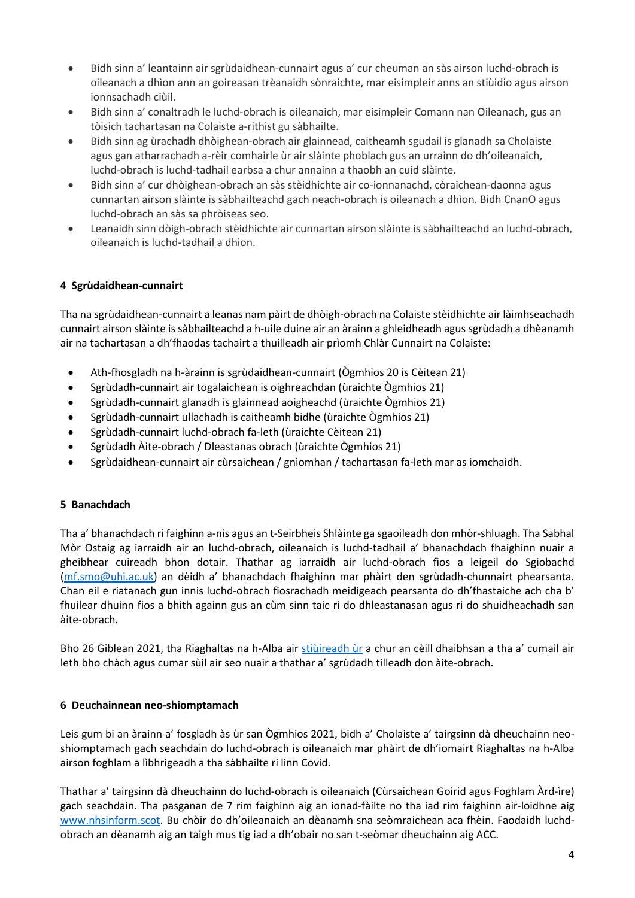- Bidh sinn a' leantainn air sgrùdaidhean-cunnairt agus a' cur cheuman an sàs airson luchd-obrach is oileanach a dhìon ann an goireasan trèanaidh sònraichte, mar eisimpleir anns an stiùidio agus airson ionnsachadh ciùil.
- Bidh sinn a' conaltradh le luchd-obrach is oileanaich, mar eisimpleir Comann nan Oileanach, gus an tòisich tachartasan na Colaiste a-rithist gu sàbhailte.
- Bidh sinn ag ùrachadh dhòighean-obrach air glainnead, caitheamh sgudail is glanadh sa Cholaiste agus gan atharrachadh a-rèir comhairle ùr air slàinte phoblach gus an urrainn do dh'oileanaich, luchd-obrach is luchd-tadhail earbsa a chur annainn a thaobh an cuid slàinte.
- Bidh sinn a' cur dhòighean-obrach an sàs stèidhichte air co-ionnanachd, còraichean-daonna agus cunnartan airson slàinte is sàbhailteachd gach neach-obrach is oileanach a dhìon. Bidh CnanO agus luchd-obrach an sàs sa phròiseas seo.
- Leanaidh sinn dòigh-obrach stèidhichte air cunnartan airson slàinte is sàbhailteachd an luchd-obrach, oileanaich is luchd-tadhail a dhìon.

## 4 Sgrùdaidhean-cunnairt

Tha na sgrùdaidhean-cunnairt a leanas nam pàirt de dhòigh-obrach na Colaiste stèidhichte air làimhseachadh cunnairt airson slàinte is sàbhailteachd a h-uile duine air an àrainn a ghleidheadh agus sgrùdadh a dhèanamh air na tachartasan a dh'fhaodas tachairt a thuilleadh air prìomh Chlàr Cunnairt na Colaiste:

- Ath-fhosgladh na h-àrainn is sgrùdaidhean-cunnairt (Ògmhios 20 is Cèitean 21)
- Sgrùdadh-cunnairt air togalaichean is oighreachdan (ùraichte Ògmhios 21)
- Sgrùdadh-cunnairt glanadh is glainnead aoigheachd (ùraichte Ògmhios 21)
- Sgrùdadh-cunnairt ullachadh is caitheamh bidhe (ùraichte Ògmhios 21)
- Sgrùdadh-cunnairt luchd-obrach fa-leth (ùraichte Cèitean 21)
- Sgrùdadh Àite-obrach / Dleastanas obrach (ùraichte Ògmhios 21)
- Sgrùdaidhean-cunnairt air cùrsaichean / gnìomhan / tachartasan fa-leth mar as iomchaidh.

## 5 Banachdach

Tha a' bhanachdach ri faighinn a-nis agus an t-Seirbheis Shlàinte ga sgaoileadh don mhòr-shluagh. Tha Sabhal Mòr Ostaig ag iarraidh air an luchd-obrach, oileanaich is luchd-tadhail a' bhanachdach fhaighinn nuair a gheibhear cuireadh bhon dotair. Thathar ag iarraidh air luchd-obrach fios a leigeil do Sgiobachd (mf.smo@uhi.ac.uk) an dèidh a' bhanachdach fhaighinn mar phàirt den sgrùdadh-chunnairt phearsanta. Chan eil e riatanach gun innis luchd-obrach fiosrachadh meidigeach pearsanta do dh'fhastaiche ach cha b' fhuilear dhuinn fios a bhith againn gus an cùm sinn taic ri do dhleastanasan agus ri do shuidheachadh san àite-obrach.

Bho 26 Giblean 2021, tha Riaghaltas na h-Alba air stiùireadh ùr a chur an cèill dhaibhsan a tha a' cumail air leth bho chàch agus cumar sùil air seo nuair a thathar a' sgrùdadh tilleadh don àite-obrach.

## 6 Deuchainnean neo-shiomptamach

Leis gum bi an àrainn a' fosgladh às ùr san Ògmhios 2021, bidh a' Cholaiste a' tairgsinn dà dheuchainn neo-shiomptamach gach seachdain do luchd-obrach is oileanaich mar phàirt de dh'iomairt Riaghaltas na h-Alba airson foghlam a lìbhrigeadh a tha sàbhailte ri linn Covid.

Thathar a' tairgsinn dà dheuchainn do luchd-obrach is oileanaich (Cùrsaichean Goirid agus Foghlam Àrd-ìre) gach seachdain. Tha pasganan de 7 rim faighinn aig an ionad-fàilte no tha iad rim faighinn air-loidhne aig www.nhsinform.scot. Bu chòir do dh'oileanaich an dèanamh sna seòmraichean aca fhèin. Faodaidh luchd-obrach an dèanamh aig an taigh mus tig iad a dh'obair no san t-seòmar dheuchainn aig ACC.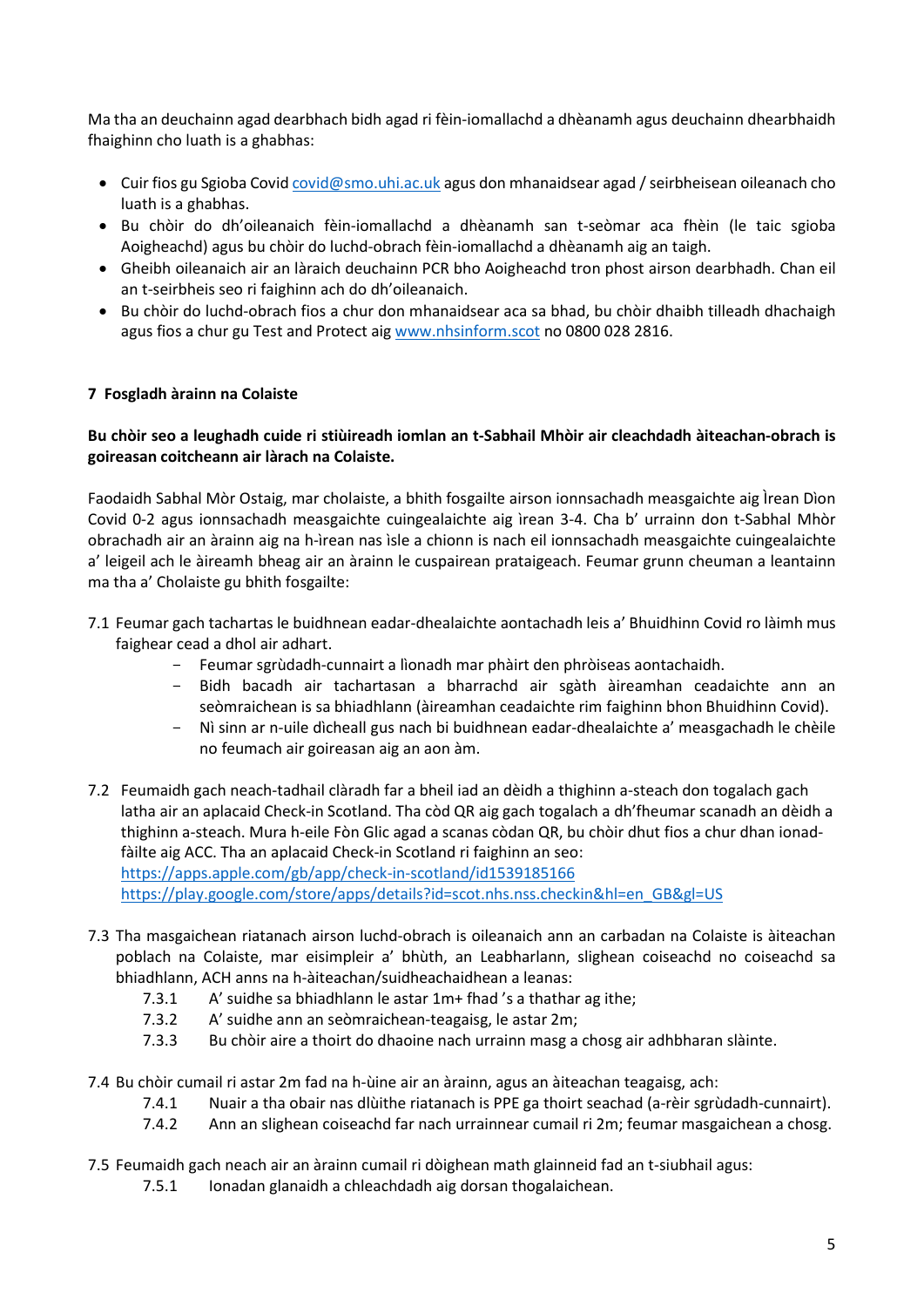Ma tha an deuchainn agad dearbhach bidh agad ri fèin-iomallachd a dhèanamh agus deuchainn dhearbhaidh fhaighinn cho luath is a ghabhas:

- Cuir fios gu Sgioba Covid covid@smo.uhi.ac.uk agus don mhanaidsear agad / seirbheisean oileanach cho luath is a ghabhas.
- Bu chòir do dh'oileanaich fèin-iomallachd a dhèanamh san t-seòmar aca fhèin (le taic sgioba Aoigheachd) agus bu chòir do luchd-obrach fèin-iomallachd a dhèanamh aig an taigh.
- Gheibh oileanaich air an làraich deuchainn PCR bho Aoigheachd tron phost airson dearbhadh. Chan eil an t-seirbheis seo ri faighinn ach do dh'oileanaich.
- Bu chòir do luchd-obrach fios a chur don mhanaidsear aca sa bhad, bu chòir dhaibh tilleadh dhachaigh agus fios a chur gu Test and Protect aig www.nhsinform.scot no 0800 028 2816.

## 7 Fosgladh àrainn na Colaiste

**Bu chòir seo a leughadh cuide ri stiùireadh iomlan an t-Sabhail Mhòir air cleachdadh àiteachan-obrach is goireasan coitcheann air làrach na Colaiste.**

Faodaidh Sabhal Mòr Ostaig, mar cholaiste, a bhith fosgailte airson ionnsachadh measgaichte aig Ìrean Dìon Covid 0-2 agus ionnsachadh measgaichte cuingealaichte aig ìrean 3-4. Cha b' urrainn don t-Sabhal Mhòr obrachadh air an àrainn aig na h-ìrean nas ìsle a chionn is nach eil ionnsachadh measgaichte cuingealaichte a' leigeil ach le àireamh bheag air an àrainn le cuspairean prataigeach. Feumar grunn cheuman a leantainn ma tha a' Cholaiste gu bhith fosgailte:

7.1 Feumar gach tachartas le buidhnean eadar-dhealaichte aontachadh leis a' Bhuidhinn Covid ro làimh mus faighear cead a dhol air adhart.

- Feumar sgrùdadh-cunnairt a lìonadh mar phàirt den phròiseas aontachaidh.
- Bidh bacadh air tachartasan a bharrachd air sgàth àireamhan ceadaichte ann an seòmraichean is sa bhiadhlann (àireamhan ceadaichte rim faighinn bhon Bhuidhinn Covid).
- Nì sinn ar n-uile dìcheall gus nach bi buidhnean eadar-dhealaichte a' measgachadh le chèile no feumach air goireasan aig an aon àm.

7.2 Feumaidh gach neach-tadhail clàradh far a bheil iad an dèidh a thighinn a-steach don togalach gach latha air an aplacaid Check-in Scotland. Tha còd QR aig gach togalach a dh'fheumar scanadh an dèidh a thighinn a-steach. Mura h-eile Fòn Glic agad a scanas còdan QR, bu chòir dhut fios a chur dhan ionad-fàilte aig ACC. Tha an aplacaid Check-in Scotland ri faighinn an seo:
https://apps.apple.com/gb/app/check-in-scotland/id1539185166
https://play.google.com/store/apps/details?id=scot.nhs.nss.checkin&hl=en_GB&gl=US

7.3 Tha masgaichean riatanach airson luchd-obrach is oileanaich ann an carbadan na Colaiste is àiteachan poblach na Colaiste, mar eisimpleir a' bhùth, an Leabharlann, slighean coiseachd no coiseachd sa bhiadhlann, ACH anns na h-àiteachan/suidheachaidhean a leanas:

7.3.1 A' suidhe sa bhiadhlann le astar 1m+ fhad 's a thathar ag ithe;
7.3.2 A' suidhe ann an seòmraichean-teagaisg, le astar 2m;
7.3.3 Bu chòir aire a thoirt do dhaoine nach urrainn masg a chosg air adhbharan slàinte.

7.4 Bu chòir cumail ri astar 2m fad na h-ùine air an àrainn, agus an àiteachan teagaisg, ach:

7.4.1 Nuair a tha obair nas dlùithe riatanach is PPE ga thoirt seachad (a-rèir sgrùdadh-cunnairt).
7.4.2 Ann an slighean coiseachd far nach urrainnear cumail ri 2m; feumar masgaichean a chosg.

7.5 Feumaidh gach neach air an àrainn cumail ri dòighean math glainneid fad an t-siubhail agus:

7.5.1 Ionadan glanaidh a chleachdadh aig dorsan thogalaichean.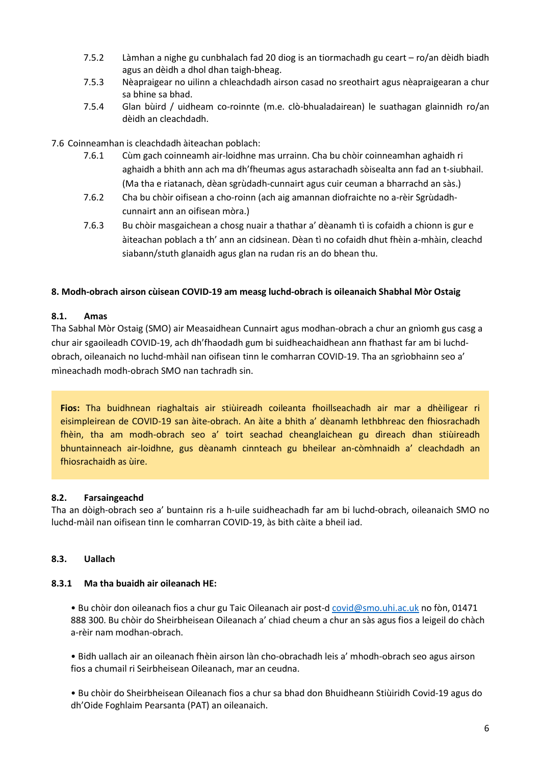7.5.2 Làmhan a nighe gu cunbhalach fad 20 diog is an tiormachadh gu ceart – ro/an dèidh biadh agus an dèidh a dhol dhan taigh-bheag.

7.5.3 Nèapraigear no uilinn a chleachdadh airson casad no sreothairt agus nèapraigearan a chur sa bhine sa bhad.

7.5.4 Glan bùird / uidheam co-roinnte (m.e. clò-bhualadairean) le suathagan glainnidh ro/an dèidh an cleachdadh.

7.6 Coinneamhan is cleachdadh àiteachan poblach:

7.6.1 Cùm gach coinneamh air-loidhne mas urrainn. Cha bu chòir coinneamhan aghaidh ri aghaidh a bhith ann ach ma dh'fheumas agus astarachadh sòisealta ann fad an t-siubhail. (Ma tha e riatanach, dèan sgrùdadh-cunnairt agus cuir ceuman a bharrachd an sàs.)

7.6.2 Cha bu chòir oifisean a cho-roinn (ach aig amannan diofraichte no a-rèir Sgrùdadh-cunnairt ann an oifisean mòra.)

7.6.3 Bu chòir masgaichean a chosg nuair a thathar a' dèanamh tì is cofaidh a chionn is gur e àiteachan poblach a th' ann an cidsinean. Dèan tì no cofaidh dhut fhèin a-mhàin, cleachd siabann/stuth glanaidh agus glan na rudan ris an do bhean thu.

## 8. Modh-obrach airson cùisean COVID-19 am measg luchd-obrach is oileanaich Shabhal Mòr Ostaig

### 8.1. Amas

Tha Sabhal Mòr Ostaig (SMO) air Measaidhean Cunnairt agus modhan-obrach a chur an gnìomh gus casg a chur air sgaoileadh COVID-19, ach dh'fhaodadh gum bi suidheachaidhean ann fhathast far am bi luchd-obrach, oileanaich no luchd-mhàil nan oifisean tinn le comharran COVID-19. Tha an sgrìobhainn seo a' mìneachadh modh-obrach SMO nan tachradh sin.

> **Fios:** Tha buidhnean riaghaltais air stiùireadh coileanta fhoillseachadh air mar a dhèiligear ri eisimpleirean de COVID-19 san àite-obrach. An àite a bhith a' dèanamh lethbhreac den fhiosrachadh fhèin, tha am modh-obrach seo a' toirt seachad cheanglaichean gu dìreach dhan stiùireadh bhuntainneach air-loidhne, gus dèanamh cinnteach gu bheilear an-còmhnaidh a' cleachdadh an fhiosrachaidh as ùire.

### 8.2. Farsaingeachd

Tha an dòigh-obrach seo a' buntainn ris a h-uile suidheachadh far am bi luchd-obrach, oileanaich SMO no luchd-màil nan oifisean tinn le comharran COVID-19, às bith càite a bheil iad.

### 8.3. Uallach

#### 8.3.1 Ma tha buaidh air oileanach HE:

- Bu chòir don oileanach fios a chur gu Taic Oileanach air post-d covid@smo.uhi.ac.uk no fòn, 01471 888 300. Bu chòir do Sheirbheisean Oileanach a' chiad cheum a chur an sàs agus fios a leigeil do chàch a-rèir nam modhan-obrach.

- Bidh uallach air an oileanach fhèin airson làn cho-obrachadh leis a' mhodh-obrach seo agus airson fios a chumail ri Seirbheisean Oileanach, mar an ceudna.

- Bu chòir do Sheirbheisean Oileanach fios a chur sa bhad don Bhuidheann Stiùiridh Covid-19 agus do dh'Oide Foghlaim Pearsanta (PAT) an oileanaich.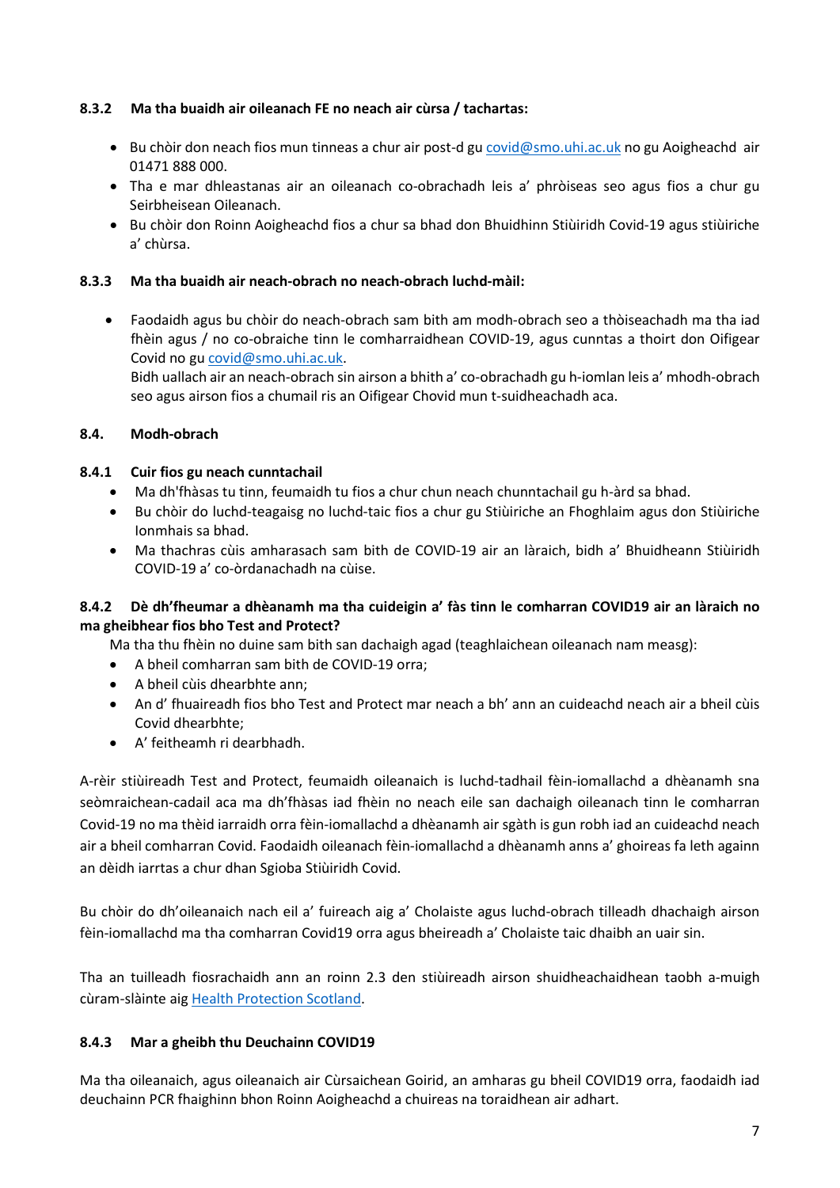### 8.3.2 Ma tha buaidh air oileanach FE no neach air cùrsa / tachartas:

- Bu chòir don neach fios mun tinneas a chur air post-d gu [covid@smo.uhi.ac.uk](mailto:covid@smo.uhi.ac.uk) no gu Aoigheachd air 01471 888 000.
- Tha e mar dhleastanas air an oileanach co-obrachadh leis a' phròiseas seo agus fios a chur gu Seirbheisean Oileanach.
- Bu chòir don Roinn Aoigheachd fios a chur sa bhad don Bhuidhinn Stiùiridh Covid-19 agus stiùiriche a' chùrsa.

### 8.3.3 Ma tha buaidh air neach-obrach no neach-obrach luchd-màil:

- Faodaidh agus bu chòir do neach-obrach sam bith am modh-obrach seo a thòiseachadh ma tha iad fhèin agus / no co-obraiche tinn le comharraidhean COVID-19, agus cunntas a thoirt don Oifigear Covid no gu [covid@smo.uhi.ac.uk](mailto:covid@smo.uhi.ac.uk).
  Bidh uallach air an neach-obrach sin airson a bhith a' co-obrachadh gu h-iomlan leis a' mhodh-obrach seo agus airson fios a chumail ris an Oifigear Chovid mun t-suidheachadh aca.

### 8.4. Modh-obrach

### 8.4.1 Cuir fios gu neach cunntachail

- Ma dh'fhàsas tu tinn, feumaidh tu fios a chur chun neach chunntachail gu h-àrd sa bhad.
- Bu chòir do luchd-teagaisg no luchd-taic fios a chur gu Stiùiriche an Fhoghlaim agus don Stiùiriche Ionmhais sa bhad.
- Ma thachras cùis amharasach sam bith de COVID-19 air an làraich, bidh a' Bhuidheann Stiùiridh COVID-19 a' co-òrdanachadh na cùise.

### 8.4.2 Dè dh'fheumar a dhèanamh ma tha cuideigin a' fàs tinn le comharran COVID19 air an làraich no ma gheibhear fios bho Test and Protect?

Ma tha thu fhèin no duine sam bith san dachaigh agad (teaghlaichean oileanach nam measg):

- A bheil comharran sam bith de COVID-19 orra;
- A bheil cùis dhearbhte ann;
- An d' fhuaireadh fios bho Test and Protect mar neach a bh' ann an cuideachd neach air a bheil cùis Covid dhearbhte;
- A' feitheamh ri dearbhadh.

A-rèir stiùireadh Test and Protect, feumaidh oileanaich is luchd-tadhail fèin-iomallachd a dhèanamh sna seòmraichean-cadail aca ma dh'fhàsas iad fhèin no neach eile san dachaigh oileanach tinn le comharran Covid-19 no ma thèid iarraidh orra fèin-iomallachd a dhèanamh air sgàth is gun robh iad an cuideachd neach air a bheil comharran Covid. Faodaidh oileanach fèin-iomallachd a dhèanamh anns a' ghoireas fa leth againn an dèidh iarrtas a chur dhan Sgioba Stiùiridh Covid.

Bu chòir do dh'oileanaich nach eil a' fuireach aig a' Cholaiste agus luchd-obrach tilleadh dhachaigh airson fèin-iomallachd ma tha comharran Covid19 orra agus bheireadh a' Cholaiste taic dhaibh an uair sin.

Tha an tuilleadh fiosrachaidh ann an roinn 2.3 den stiùireadh airson shuidheachaidhean taobh a-muigh cùram-slàinte aig [Health Protection Scotland](#).

### 8.4.3 Mar a gheibh thu Deuchainn COVID19

Ma tha oileanaich, agus oileanaich air Cùrsaichean Goirid, an amharas gu bheil COVID19 orra, faodaidh iad deuchainn PCR fhaighinn bhon Roinn Aoigheachd a chuireas na toraidhean air adhart.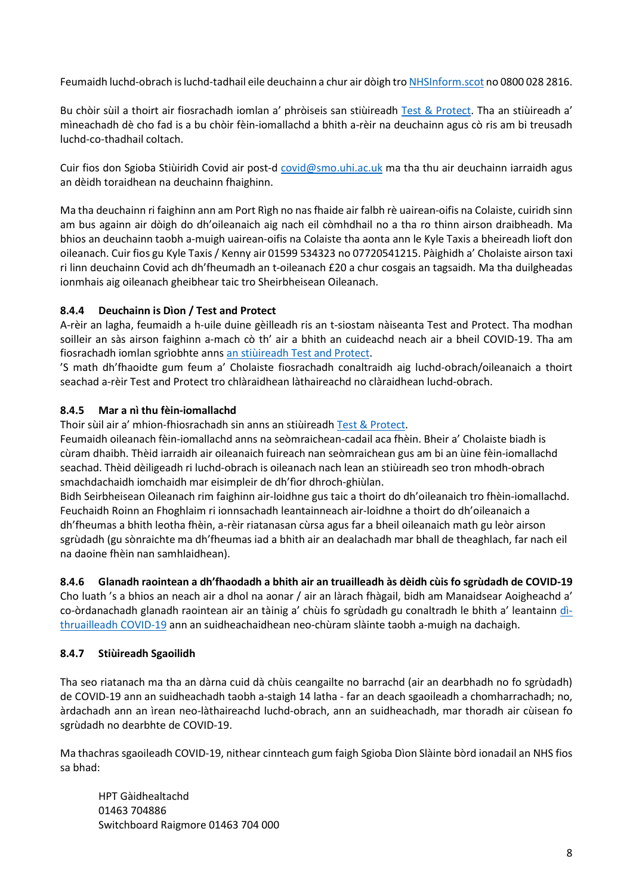Feumaidh luchd-obrach is luchd-tadhail eile deuchainn a chur air dòigh tro [NHSInform.scot](NHSInform.scot) no 0800 028 2816.

Bu chòir sùil a thoirt air fiosrachadh iomlan a' phròiseis san stiùireadh [Test & Protect](#). Tha an stiùireadh a' mìneachadh dè cho fad is a bu chòir fèin-iomallachd a bhith a-rèir na deuchainn agus cò ris am bi treusadh luchd-co-thadhail coltach.

Cuir fios don Sgioba Stiùiridh Covid air post-d [covid@smo.uhi.ac.uk](mailto:covid@smo.uhi.ac.uk) ma tha thu air deuchainn iarraidh agus an dèidh toraidhean na deuchainn fhaighinn.

Ma tha deuchainn ri faighinn ann am Port Rìgh no nas fhaide air falbh rè uairean-oifis na Colaiste, cuiridh sinn am bus againn air dòigh do dh'oileanaich aig nach eil còmhdhail no a tha ro thinn airson draibheadh. Ma bhios an deuchainn taobh a-muigh uairean-oifis na Colaiste tha aonta ann le Kyle Taxis a bheireadh lioft don oileanach. Cuir fios gu Kyle Taxis / Kenny air 01599 534323 no 07720541215. Pàighidh a' Cholaiste airson taxi ri linn deuchainn Covid ach dh'fheumadh an t-oileanach £20 a chur cosgais an tagsaidh. Ma tha duilgheadas ionmhais aig oileanach gheibhear taic tro Sheirbheisean Oileanach.

### 8.4.4 Deuchainn is Dìon / Test and Protect

A-rèir an lagha, feumaidh a h-uile duine gèilleadh ris an t-siostam nàiseanta Test and Protect. Tha modhan soilleir an sàs airson faighinn a-mach cò th' air a bhith an cuideachd neach air a bheil COVID-19. Tha am fiosrachadh iomlan sgrìobhte anns [an stiùireadh Test and Protect](#).
'S math dh'fhaoidte gum feum a' Cholaiste fiosrachadh conaltraidh aig luchd-obrach/oileanaich a thoirt seachad a-rèir Test and Protect tro chlàraidhean làthaireachd no clàraidhean luchd-obrach.

### 8.4.5 Mar a nì thu fèin-iomallachd

Thoir sùil air a' mhion-fhiosrachadh sin anns an stiùireadh [Test & Protect](#).
Feumaidh oileanach fèin-iomallachd anns na seòmraichean-cadail aca fhèin. Bheir a' Cholaiste biadh is cùram dhaibh. Thèid iarraidh air oileanaich fuireach nan seòmraichean gus am bi an ùine fèin-iomallachd seachad. Thèid dèiligeadh ri luchd-obrach is oileanach nach lean an stiùireadh seo tron mhodh-obrach smachdachaidh iomchaidh mar eisimpleir de dh'fìor dhroch-ghiùlan.
Bidh Seirbheisean Oileanach rim faighinn air-loidhne gus taic a thoirt do dh'oileanaich tro fhèin-iomallachd. Feuchaidh Roinn an Fhoghlaim ri ionnsachadh leantainneach air-loidhne a thoirt do dh'oileanaich a dh'fheumas a bhith leotha fhèin, a-rèir riatanasan cùrsa agus far a bheil oileanaich math gu leòr airson sgrùdadh (gu sònraichte ma dh'fheumas iad a bhith air an dealachadh mar bhall de theaghlach, far nach eil na daoine fhèin nan samhlaidhean).

### 8.4.6 Glanadh raointean a dh'fhaodadh a bhith air an truailleadh às dèidh cùis fo sgrùdadh de COVID-19

Cho luath 's a bhios an neach air a dhol na aonar / air an làrach fhàgail, bidh am Manaidsear Aoigheachd a' co-òrdanachadh glanadh raointean air an tàinig a' chùis fo sgrùdadh gu conaltradh le bhith a' leantainn [dì-thruailleadh COVID-19](#) ann an suidheachaidhean neo-chùram slàinte taobh a-muigh na dachaigh.

### 8.4.7 Stiùireadh Sgaoilidh

Tha seo riatanach ma tha an dàrna cuid dà chùis ceangailte no barrachd (air an dearbhadh no fo sgrùdadh) de COVID-19 ann an suidheachadh taobh a-staigh 14 latha - far an deach sgaoileadh a chomharrachadh; no, àrdachadh ann an ìrean neo-làthaireachd luchd-obrach, ann an suidheachadh, mar thoradh air cùisean fo sgrùdadh no dearbhte de COVID-19.

Ma thachras sgaoileadh COVID-19, nithear cinnteach gum faigh Sgioba Dìon Slàinte bòrd ionadail an NHS fios sa bhad:

HPT Gàidhealtachd
01463 704886
Switchboard Raigmore 01463 704 000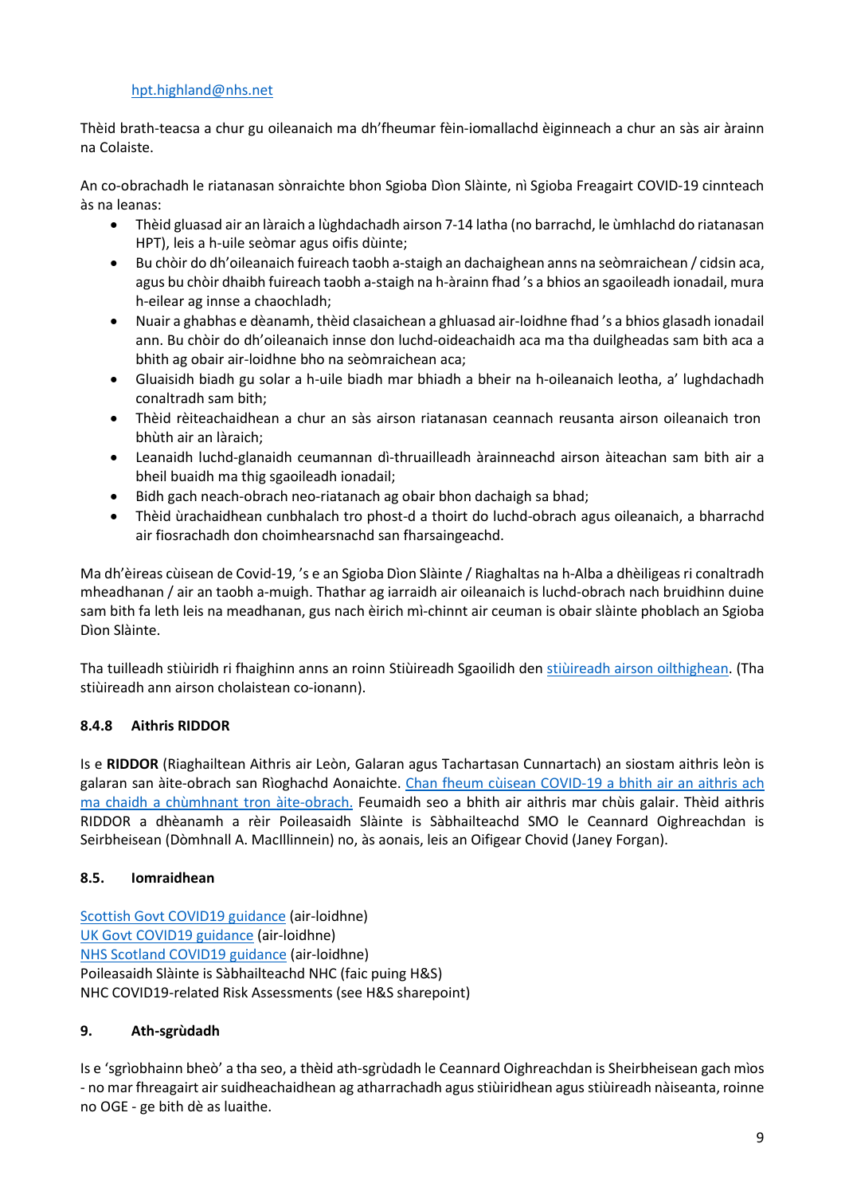hpt.highland@nhs.net

Thèid brath-teacsa a chur gu oileanaich ma dh'fheumar fèin-iomallachd èiginneach a chur an sàs air àrainn na Colaiste.

An co-obrachadh le riatanasan sònraichte bhon Sgioba Dìon Slàinte, nì Sgioba Freagairt COVID-19 cinnteach às na leanas:

- Thèid gluasad air an làraich a lùghdachadh airson 7-14 latha (no barrachd, le ùmhlachd do riatanasan HPT), leis a h-uile seòmar agus oifis dùinte;
- Bu chòir do dh'oileanaich fuireach taobh a-staigh an dachaighean anns na seòmraichean / cidsin aca, agus bu chòir dhaibh fuireach taobh a-staigh na h-àrainn fhad 's a bhios an sgaoileadh ionadail, mura h-eilear ag innse a chaochladh;
- Nuair a ghabhas e dèanamh, thèid clasaichean a ghluasad air-loidhne fhad 's a bhios glasadh ionadail ann. Bu chòir do dh'oileanaich innse don luchd-oideachaidh aca ma tha duilgheadas sam bith aca a bhith ag obair air-loidhne bho na seòmraichean aca;
- Gluaisidh biadh gu solar a h-uile biadh mar bhiadh a bheir na h-oileanaich leotha, a' lughdachadh conaltradh sam bith;
- Thèid rèiteachaidhean a chur an sàs airson riatanasan ceannach reusanta airson oileanaich tron bhùth air an làraich;
- Leanaidh luchd-glanaidh ceumannan dì-thruailleadh àrainneachd airson àiteachan sam bith air a bheil buaidh ma thig sgaoileadh ionadail;
- Bidh gach neach-obrach neo-riatanach ag obair bhon dachaigh sa bhad;
- Thèid ùrachaidhean cunbhalach tro phost-d a thoirt do luchd-obrach agus oileanaich, a bharrachd air fiosrachadh don choimhearsnachd san fharsaingeachd.

Ma dh'èireas cùisean de Covid-19, 's e an Sgioba Dìon Slàinte / Riaghaltas na h-Alba a dhèiligeas ri conaltradh mheadhanan / air an taobh a-muigh. Thathar ag iarraidh air oileanaich is luchd-obrach nach bruidhinn duine sam bith fa leth leis na meadhanan, gus nach èirich mì-chinnt air ceuman is obair slàinte phoblach an Sgioba Dìon Slàinte.

Tha tuilleadh stiùiridh ri fhaighinn anns an roinn Stiùireadh Sgaoilidh den stiùireadh airson oilthighean. (Tha stiùireadh ann airson cholaistean co-ionann).

### 8.4.8 Aithris RIDDOR

Is e **RIDDOR** (Riaghailtean Aithris air Leòn, Galaran agus Tachartasan Cunnartach) an siostam aithris leòn is galaran san àite-obrach san Rìoghachd Aonaichte. Chan fheum cùisean COVID-19 a bhith air an aithris ach ma chaidh a chùmhnant tron àite-obrach. Feumaidh seo a bhith air aithris mar chùis galair. Thèid aithris RIDDOR a dhèanamh a rèir Poileasaidh Slàinte is Sàbhailteachd SMO le Ceannard Oighreachdan is Seirbheisean (Dòmhnall A. MacIllinnein) no, às aonais, leis an Oifigear Chovid (Janey Forgan).

## 8.5. Iomraidhean

Scottish Govt COVID19 guidance (air-loidhne)
UK Govt COVID19 guidance (air-loidhne)
NHS Scotland COVID19 guidance (air-loidhne)
Poileasaidh Slàinte is Sàbhailteachd NHC (faic puing H&S)
NHC COVID19-related Risk Assessments (see H&S sharepoint)

## 9. Ath-sgrùdadh

Is e 'sgrìobhainn bheò' a tha seo, a thèid ath-sgrùdadh le Ceannard Oighreachdan is Sheirbheisean gach mìos - no mar fhreagairt air suidheachaidhean ag atharrachadh agus stiùiridhean agus stiùireadh nàiseanta, roinne no OGE - ge bith dè as luaithe.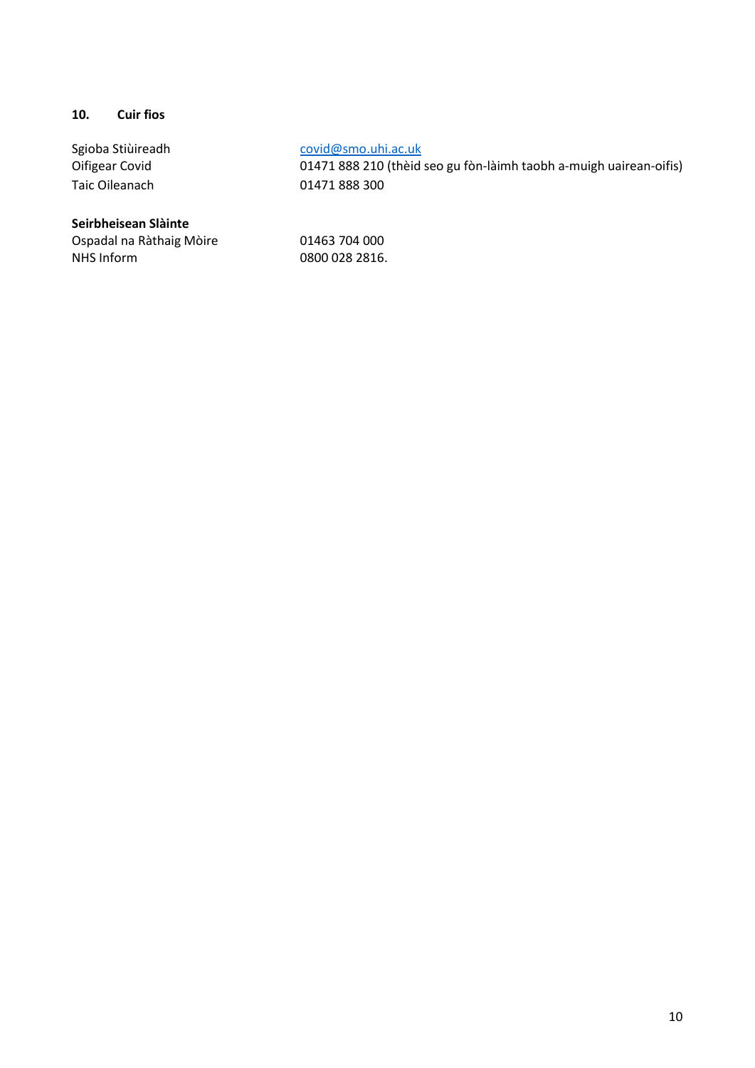## 10. Cuir fios

| | |
|---|---|
| Sgioba Stiùireadh | covid@smo.uhi.ac.uk |
| Oifigear Covid | 01471 888 210 (thèid seo gu fòn-làimh taobh a-muigh uairean-oifis) |
| Taic Oileanach | 01471 888 300 |

**Seirbheisean Slàinte**

| | |
|---|---|
| Ospadal na Ràthaig Mòire | 01463 704 000 |
| NHS Inform | 0800 028 2816. |